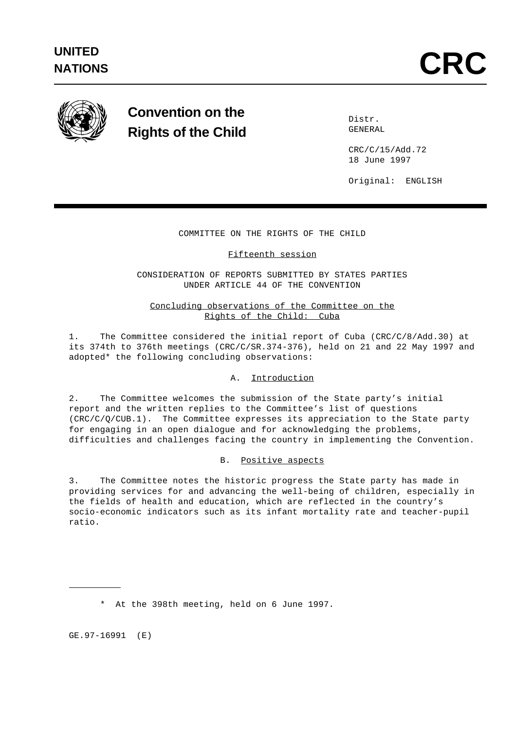UNITED NATIONS

# CRC

## Convention on the Rights of the Child

Distr.
GENERAL

CRC/C/15/Add.72
18 June 1997

Original: ENGLISH

COMMITTEE ON THE RIGHTS OF THE CHILD

Fifteenth session

CONSIDERATION OF REPORTS SUBMITTED BY STATES PARTIES UNDER ARTICLE 44 OF THE CONVENTION

## Concluding observations of the Committee on the Rights of the Child: Cuba

1. The Committee considered the initial report of Cuba (CRC/C/8/Add.30) at its 374th to 376th meetings (CRC/C/SR.374-376), held on 21 and 22 May 1997 and adopted* the following concluding observations:

### A. Introduction

2. The Committee welcomes the submission of the State party's initial report and the written replies to the Committee's list of questions (CRC/C/Q/CUB.1). The Committee expresses its appreciation to the State party for engaging in an open dialogue and for acknowledging the problems, difficulties and challenges facing the country in implementing the Convention.

### B. Positive aspects

3. The Committee notes the historic progress the State party has made in providing services for and advancing the well-being of children, especially in the fields of health and education, which are reflected in the country's socio-economic indicators such as its infant mortality rate and teacher-pupil ratio.

---

\* At the 398th meeting, held on 6 June 1997.

GE.97-16991 (E)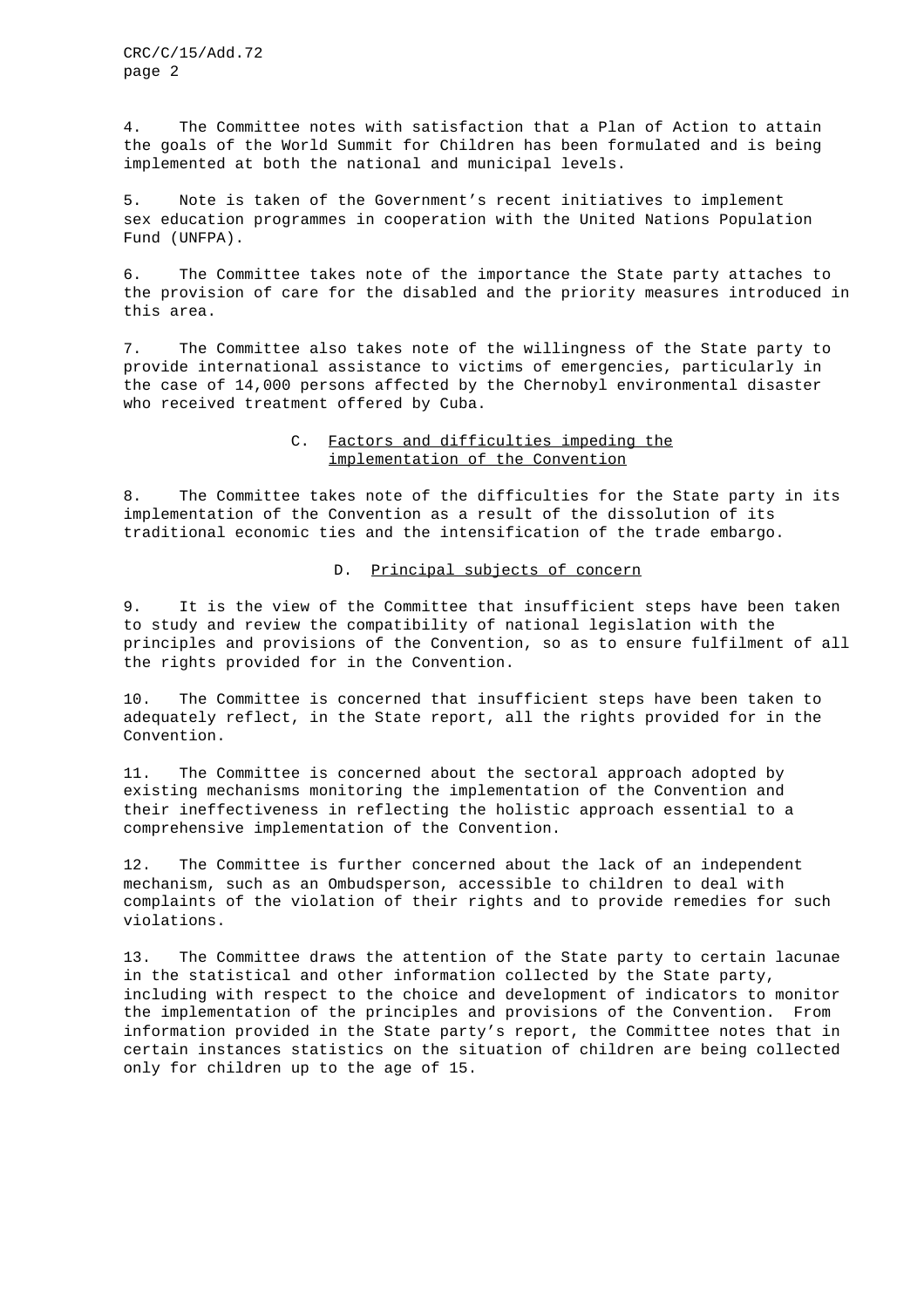4. The Committee notes with satisfaction that a Plan of Action to attain the goals of the World Summit for Children has been formulated and is being implemented at both the national and municipal levels.

5. Note is taken of the Government's recent initiatives to implement sex education programmes in cooperation with the United Nations Population Fund (UNFPA).

6. The Committee takes note of the importance the State party attaches to the provision of care for the disabled and the priority measures introduced in this area.

7. The Committee also takes note of the willingness of the State party to provide international assistance to victims of emergencies, particularly in the case of 14,000 persons affected by the Chernobyl environmental disaster who received treatment offered by Cuba.

## C. Factors and difficulties impeding the implementation of the Convention

8. The Committee takes note of the difficulties for the State party in its implementation of the Convention as a result of the dissolution of its traditional economic ties and the intensification of the trade embargo.

## D. Principal subjects of concern

9. It is the view of the Committee that insufficient steps have been taken to study and review the compatibility of national legislation with the principles and provisions of the Convention, so as to ensure fulfilment of all the rights provided for in the Convention.

10. The Committee is concerned that insufficient steps have been taken to adequately reflect, in the State report, all the rights provided for in the Convention.

11. The Committee is concerned about the sectoral approach adopted by existing mechanisms monitoring the implementation of the Convention and their ineffectiveness in reflecting the holistic approach essential to a comprehensive implementation of the Convention.

12. The Committee is further concerned about the lack of an independent mechanism, such as an Ombudsperson, accessible to children to deal with complaints of the violation of their rights and to provide remedies for such violations.

13. The Committee draws the attention of the State party to certain lacunae in the statistical and other information collected by the State party, including with respect to the choice and development of indicators to monitor the implementation of the principles and provisions of the Convention. From information provided in the State party's report, the Committee notes that in certain instances statistics on the situation of children are being collected only for children up to the age of 15.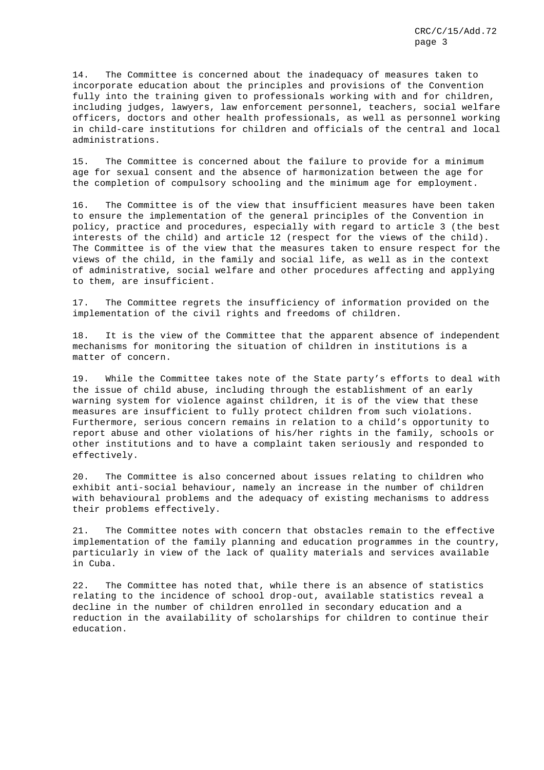14. The Committee is concerned about the inadequacy of measures taken to incorporate education about the principles and provisions of the Convention fully into the training given to professionals working with and for children, including judges, lawyers, law enforcement personnel, teachers, social welfare officers, doctors and other health professionals, as well as personnel working in child-care institutions for children and officials of the central and local administrations.

15. The Committee is concerned about the failure to provide for a minimum age for sexual consent and the absence of harmonization between the age for the completion of compulsory schooling and the minimum age for employment.

16. The Committee is of the view that insufficient measures have been taken to ensure the implementation of the general principles of the Convention in policy, practice and procedures, especially with regard to article 3 (the best interests of the child) and article 12 (respect for the views of the child). The Committee is of the view that the measures taken to ensure respect for the views of the child, in the family and social life, as well as in the context of administrative, social welfare and other procedures affecting and applying to them, are insufficient.

17. The Committee regrets the insufficiency of information provided on the implementation of the civil rights and freedoms of children.

18. It is the view of the Committee that the apparent absence of independent mechanisms for monitoring the situation of children in institutions is a matter of concern.

19. While the Committee takes note of the State party's efforts to deal with the issue of child abuse, including through the establishment of an early warning system for violence against children, it is of the view that these measures are insufficient to fully protect children from such violations. Furthermore, serious concern remains in relation to a child's opportunity to report abuse and other violations of his/her rights in the family, schools or other institutions and to have a complaint taken seriously and responded to effectively.

20. The Committee is also concerned about issues relating to children who exhibit anti-social behaviour, namely an increase in the number of children with behavioural problems and the adequacy of existing mechanisms to address their problems effectively.

21. The Committee notes with concern that obstacles remain to the effective implementation of the family planning and education programmes in the country, particularly in view of the lack of quality materials and services available in Cuba.

22. The Committee has noted that, while there is an absence of statistics relating to the incidence of school drop-out, available statistics reveal a decline in the number of children enrolled in secondary education and a reduction in the availability of scholarships for children to continue their education.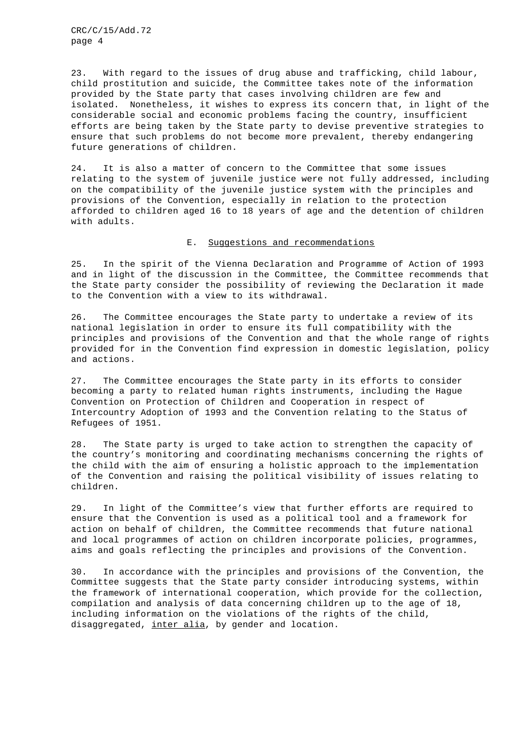23. With regard to the issues of drug abuse and trafficking, child labour, child prostitution and suicide, the Committee takes note of the information provided by the State party that cases involving children are few and isolated. Nonetheless, it wishes to express its concern that, in light of the considerable social and economic problems facing the country, insufficient efforts are being taken by the State party to devise preventive strategies to ensure that such problems do not become more prevalent, thereby endangering future generations of children.

24. It is also a matter of concern to the Committee that some issues relating to the system of juvenile justice were not fully addressed, including on the compatibility of the juvenile justice system with the principles and provisions of the Convention, especially in relation to the protection afforded to children aged 16 to 18 years of age and the detention of children with adults.

## E. Suggestions and recommendations

25. In the spirit of the Vienna Declaration and Programme of Action of 1993 and in light of the discussion in the Committee, the Committee recommends that the State party consider the possibility of reviewing the Declaration it made to the Convention with a view to its withdrawal.

26. The Committee encourages the State party to undertake a review of its national legislation in order to ensure its full compatibility with the principles and provisions of the Convention and that the whole range of rights provided for in the Convention find expression in domestic legislation, policy and actions.

27. The Committee encourages the State party in its efforts to consider becoming a party to related human rights instruments, including the Hague Convention on Protection of Children and Cooperation in respect of Intercountry Adoption of 1993 and the Convention relating to the Status of Refugees of 1951.

28. The State party is urged to take action to strengthen the capacity of the country's monitoring and coordinating mechanisms concerning the rights of the child with the aim of ensuring a holistic approach to the implementation of the Convention and raising the political visibility of issues relating to children.

29. In light of the Committee's view that further efforts are required to ensure that the Convention is used as a political tool and a framework for action on behalf of children, the Committee recommends that future national and local programmes of action on children incorporate policies, programmes, aims and goals reflecting the principles and provisions of the Convention.

30. In accordance with the principles and provisions of the Convention, the Committee suggests that the State party consider introducing systems, within the framework of international cooperation, which provide for the collection, compilation and analysis of data concerning children up to the age of 18, including information on the violations of the rights of the child, disaggregated, *inter alia*, by gender and location.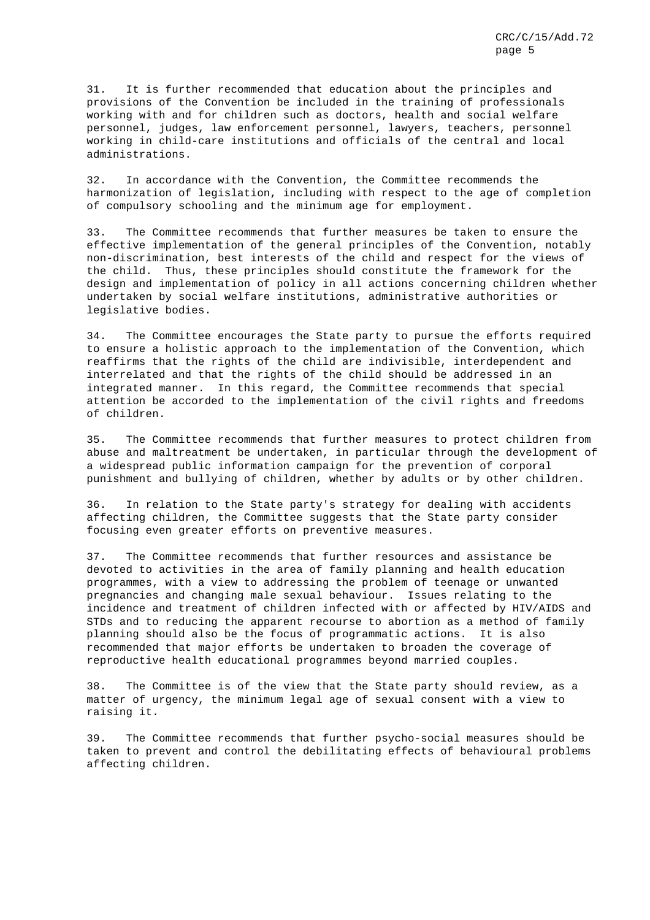31. It is further recommended that education about the principles and provisions of the Convention be included in the training of professionals working with and for children such as doctors, health and social welfare personnel, judges, law enforcement personnel, lawyers, teachers, personnel working in child-care institutions and officials of the central and local administrations.

32. In accordance with the Convention, the Committee recommends the harmonization of legislation, including with respect to the age of completion of compulsory schooling and the minimum age for employment.

33. The Committee recommends that further measures be taken to ensure the effective implementation of the general principles of the Convention, notably non-discrimination, best interests of the child and respect for the views of the child. Thus, these principles should constitute the framework for the design and implementation of policy in all actions concerning children whether undertaken by social welfare institutions, administrative authorities or legislative bodies.

34. The Committee encourages the State party to pursue the efforts required to ensure a holistic approach to the implementation of the Convention, which reaffirms that the rights of the child are indivisible, interdependent and interrelated and that the rights of the child should be addressed in an integrated manner. In this regard, the Committee recommends that special attention be accorded to the implementation of the civil rights and freedoms of children.

35. The Committee recommends that further measures to protect children from abuse and maltreatment be undertaken, in particular through the development of a widespread public information campaign for the prevention of corporal punishment and bullying of children, whether by adults or by other children.

36. In relation to the State party's strategy for dealing with accidents affecting children, the Committee suggests that the State party consider focusing even greater efforts on preventive measures.

37. The Committee recommends that further resources and assistance be devoted to activities in the area of family planning and health education programmes, with a view to addressing the problem of teenage or unwanted pregnancies and changing male sexual behaviour. Issues relating to the incidence and treatment of children infected with or affected by HIV/AIDS and STDs and to reducing the apparent recourse to abortion as a method of family planning should also be the focus of programmatic actions. It is also recommended that major efforts be undertaken to broaden the coverage of reproductive health educational programmes beyond married couples.

38. The Committee is of the view that the State party should review, as a matter of urgency, the minimum legal age of sexual consent with a view to raising it.

39. The Committee recommends that further psycho-social measures should be taken to prevent and control the debilitating effects of behavioural problems affecting children.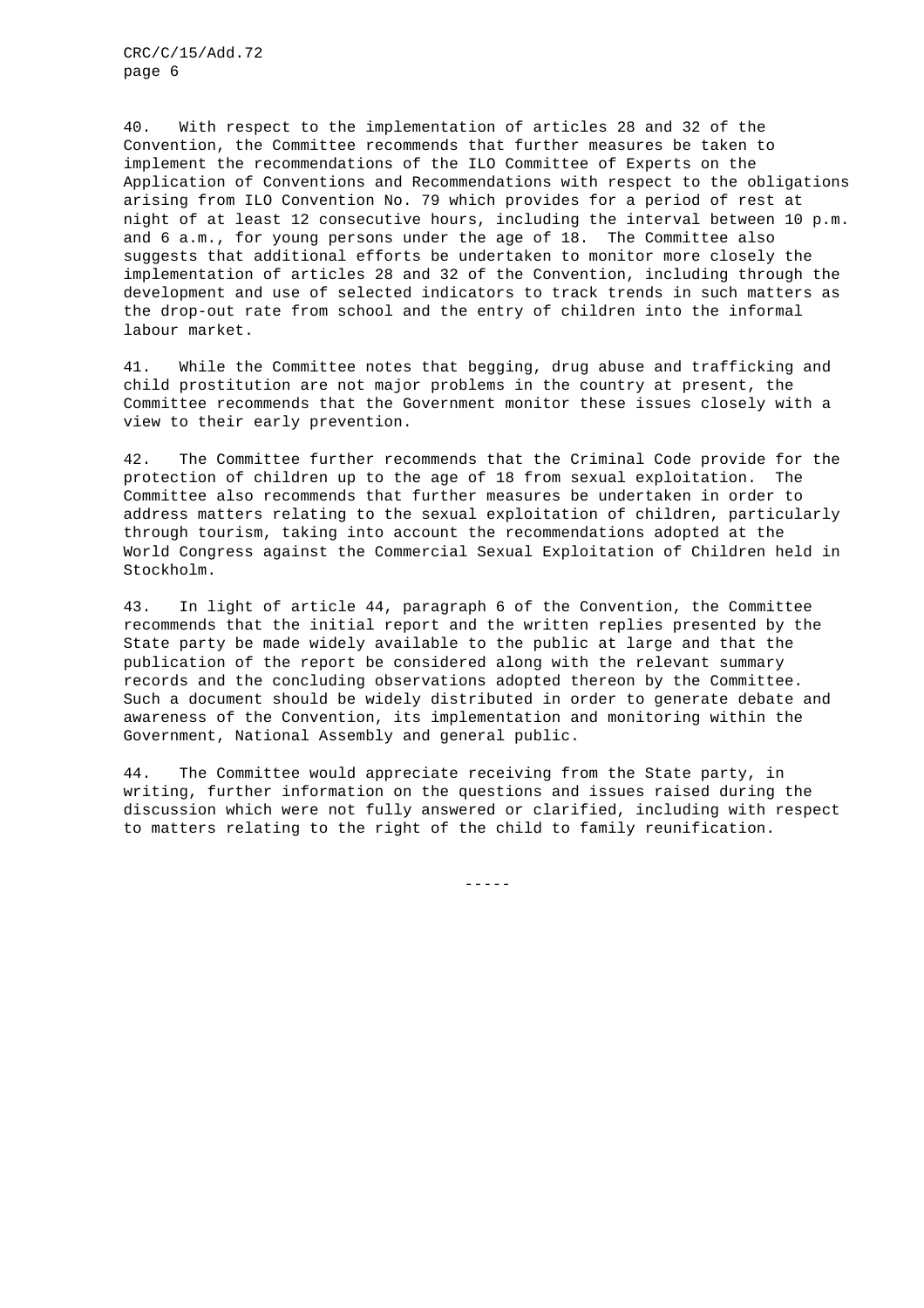40. With respect to the implementation of articles 28 and 32 of the Convention, the Committee recommends that further measures be taken to implement the recommendations of the ILO Committee of Experts on the Application of Conventions and Recommendations with respect to the obligations arising from ILO Convention No. 79 which provides for a period of rest at night of at least 12 consecutive hours, including the interval between 10 p.m. and 6 a.m., for young persons under the age of 18. The Committee also suggests that additional efforts be undertaken to monitor more closely the implementation of articles 28 and 32 of the Convention, including through the development and use of selected indicators to track trends in such matters as the drop-out rate from school and the entry of children into the informal labour market.

41. While the Committee notes that begging, drug abuse and trafficking and child prostitution are not major problems in the country at present, the Committee recommends that the Government monitor these issues closely with a view to their early prevention.

42. The Committee further recommends that the Criminal Code provide for the protection of children up to the age of 18 from sexual exploitation. The Committee also recommends that further measures be undertaken in order to address matters relating to the sexual exploitation of children, particularly through tourism, taking into account the recommendations adopted at the World Congress against the Commercial Sexual Exploitation of Children held in Stockholm.

43. In light of article 44, paragraph 6 of the Convention, the Committee recommends that the initial report and the written replies presented by the State party be made widely available to the public at large and that the publication of the report be considered along with the relevant summary records and the concluding observations adopted thereon by the Committee. Such a document should be widely distributed in order to generate debate and awareness of the Convention, its implementation and monitoring within the Government, National Assembly and general public.

44. The Committee would appreciate receiving from the State party, in writing, further information on the questions and issues raised during the discussion which were not fully answered or clarified, including with respect to matters relating to the right of the child to family reunification.

-----